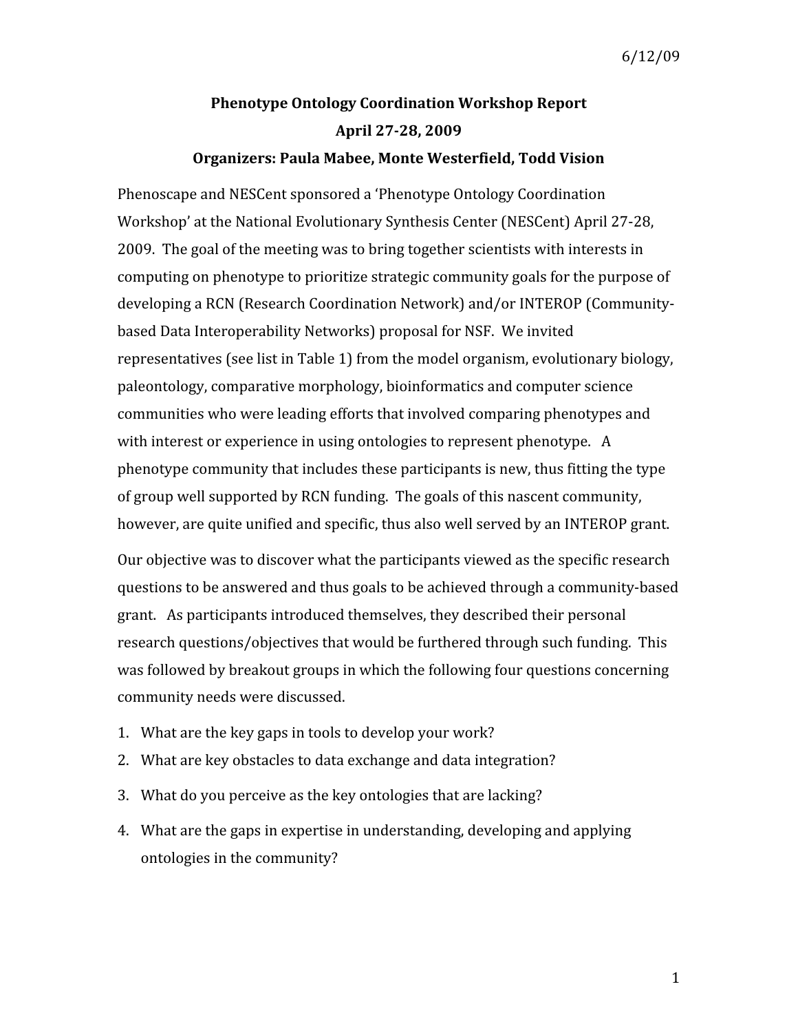6/12/09

# Phenotype Ontology Coordination Workshop Report

## April 27-28, 2009

### Organizers: Paula Mabee, Monte Westerfield, Todd Vision

Phenoscape and NESCent sponsored a 'Phenotype Ontology Coordination Workshop' at the National Evolutionary Synthesis Center (NESCent) April 27-28, 2009. The goal of the meeting was to bring together scientists with interests in computing on phenotype to prioritize strategic community goals for the purpose of developing a RCN (Research Coordination Network) and/or INTEROP (Community-based Data Interoperability Networks) proposal for NSF. We invited representatives (see list in Table 1) from the model organism, evolutionary biology, paleontology, comparative morphology, bioinformatics and computer science communities who were leading efforts that involved comparing phenotypes and with interest or experience in using ontologies to represent phenotype. A phenotype community that includes these participants is new, thus fitting the type of group well supported by RCN funding. The goals of this nascent community, however, are quite unified and specific, thus also well served by an INTEROP grant.

Our objective was to discover what the participants viewed as the specific research questions to be answered and thus goals to be achieved through a community-based grant. As participants introduced themselves, they described their personal research questions/objectives that would be furthered through such funding. This was followed by breakout groups in which the following four questions concerning community needs were discussed.

1. What are the key gaps in tools to develop your work?
2. What are key obstacles to data exchange and data integration?
3. What do you perceive as the key ontologies that are lacking?
4. What are the gaps in expertise in understanding, developing and applying ontologies in the community?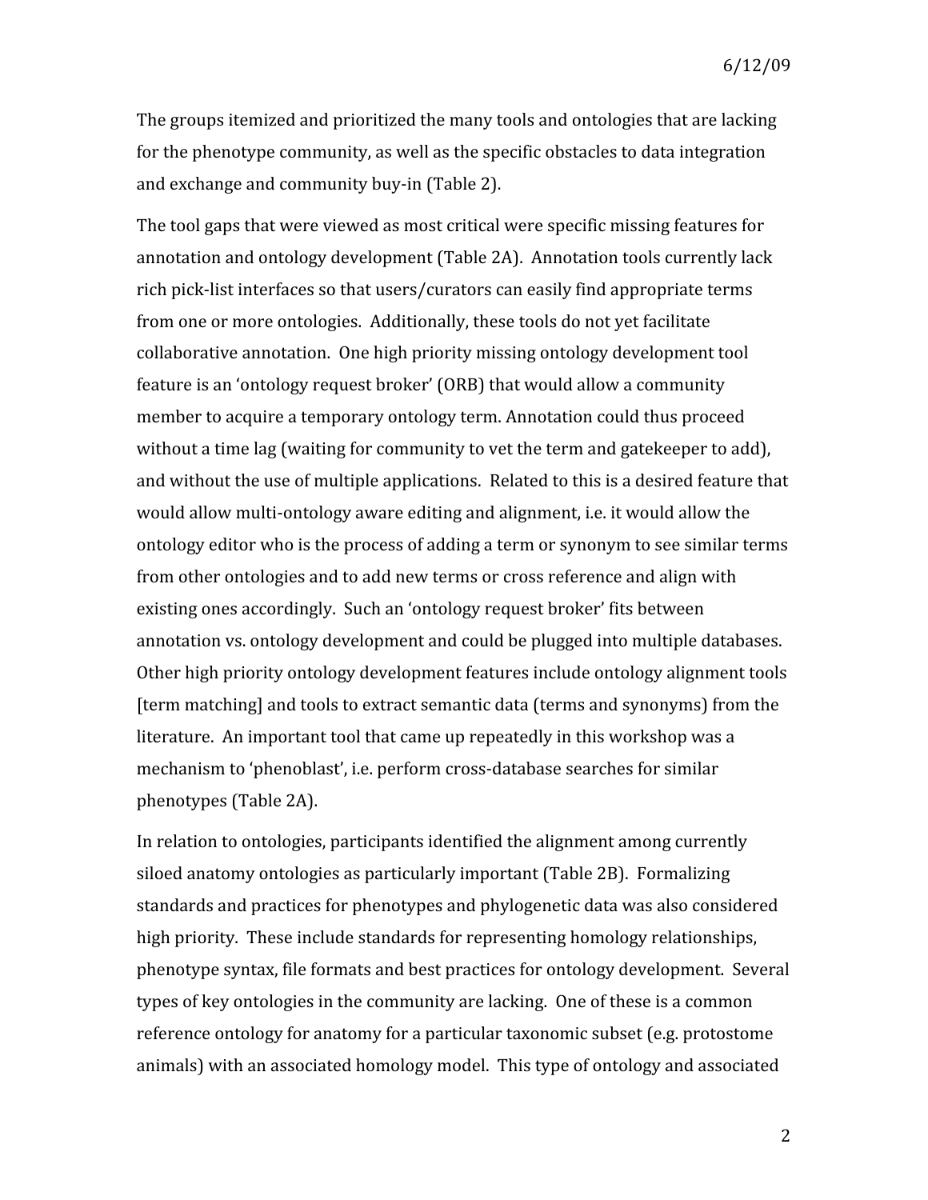The groups itemized and prioritized the many tools and ontologies that are lacking for the phenotype community, as well as the specific obstacles to data integration and exchange and community buy-in (Table 2).

The tool gaps that were viewed as most critical were specific missing features for annotation and ontology development (Table 2A). Annotation tools currently lack rich pick-list interfaces so that users/curators can easily find appropriate terms from one or more ontologies. Additionally, these tools do not yet facilitate collaborative annotation. One high priority missing ontology development tool feature is an 'ontology request broker' (ORB) that would allow a community member to acquire a temporary ontology term. Annotation could thus proceed without a time lag (waiting for community to vet the term and gatekeeper to add), and without the use of multiple applications. Related to this is a desired feature that would allow multi-ontology aware editing and alignment, i.e. it would allow the ontology editor who is the process of adding a term or synonym to see similar terms from other ontologies and to add new terms or cross reference and align with existing ones accordingly. Such an 'ontology request broker' fits between annotation vs. ontology development and could be plugged into multiple databases. Other high priority ontology development features include ontology alignment tools [term matching] and tools to extract semantic data (terms and synonyms) from the literature. An important tool that came up repeatedly in this workshop was a mechanism to 'phenoblast', i.e. perform cross-database searches for similar phenotypes (Table 2A).

In relation to ontologies, participants identified the alignment among currently siloed anatomy ontologies as particularly important (Table 2B). Formalizing standards and practices for phenotypes and phylogenetic data was also considered high priority. These include standards for representing homology relationships, phenotype syntax, file formats and best practices for ontology development. Several types of key ontologies in the community are lacking. One of these is a common reference ontology for anatomy for a particular taxonomic subset (e.g. protostome animals) with an associated homology model. This type of ontology and associated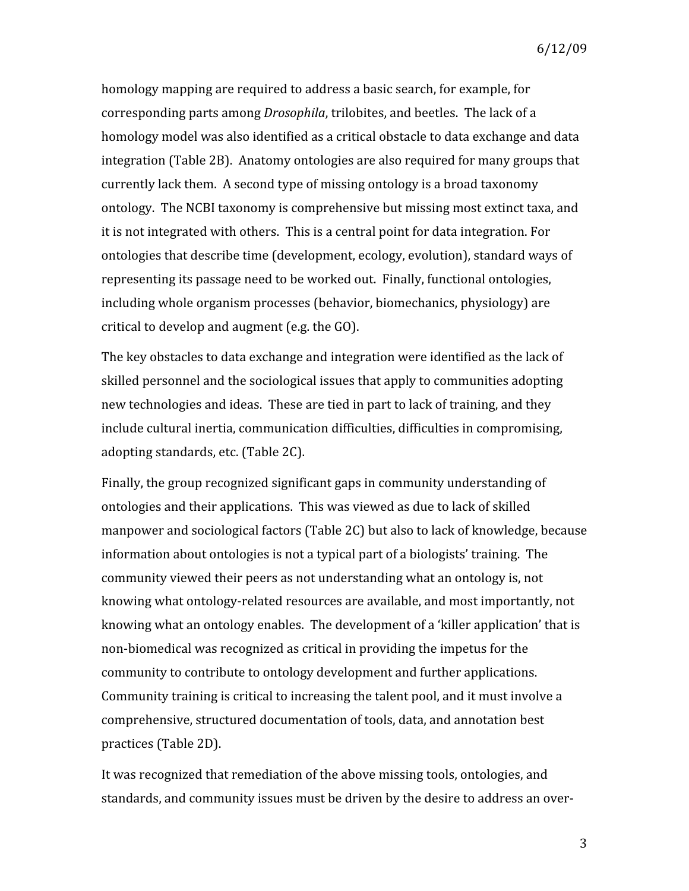homology mapping are required to address a basic search, for example, for corresponding parts among *Drosophila*, trilobites, and beetles. The lack of a homology model was also identified as a critical obstacle to data exchange and data integration (Table 2B). Anatomy ontologies are also required for many groups that currently lack them. A second type of missing ontology is a broad taxonomy ontology. The NCBI taxonomy is comprehensive but missing most extinct taxa, and it is not integrated with others. This is a central point for data integration. For ontologies that describe time (development, ecology, evolution), standard ways of representing its passage need to be worked out. Finally, functional ontologies, including whole organism processes (behavior, biomechanics, physiology) are critical to develop and augment (e.g. the GO).

The key obstacles to data exchange and integration were identified as the lack of skilled personnel and the sociological issues that apply to communities adopting new technologies and ideas. These are tied in part to lack of training, and they include cultural inertia, communication difficulties, difficulties in compromising, adopting standards, etc. (Table 2C).

Finally, the group recognized significant gaps in community understanding of ontologies and their applications. This was viewed as due to lack of skilled manpower and sociological factors (Table 2C) but also to lack of knowledge, because information about ontologies is not a typical part of a biologists' training. The community viewed their peers as not understanding what an ontology is, not knowing what ontology-related resources are available, and most importantly, not knowing what an ontology enables. The development of a 'killer application' that is non-biomedical was recognized as critical in providing the impetus for the community to contribute to ontology development and further applications. Community training is critical to increasing the talent pool, and it must involve a comprehensive, structured documentation of tools, data, and annotation best practices (Table 2D).

It was recognized that remediation of the above missing tools, ontologies, and standards, and community issues must be driven by the desire to address an over-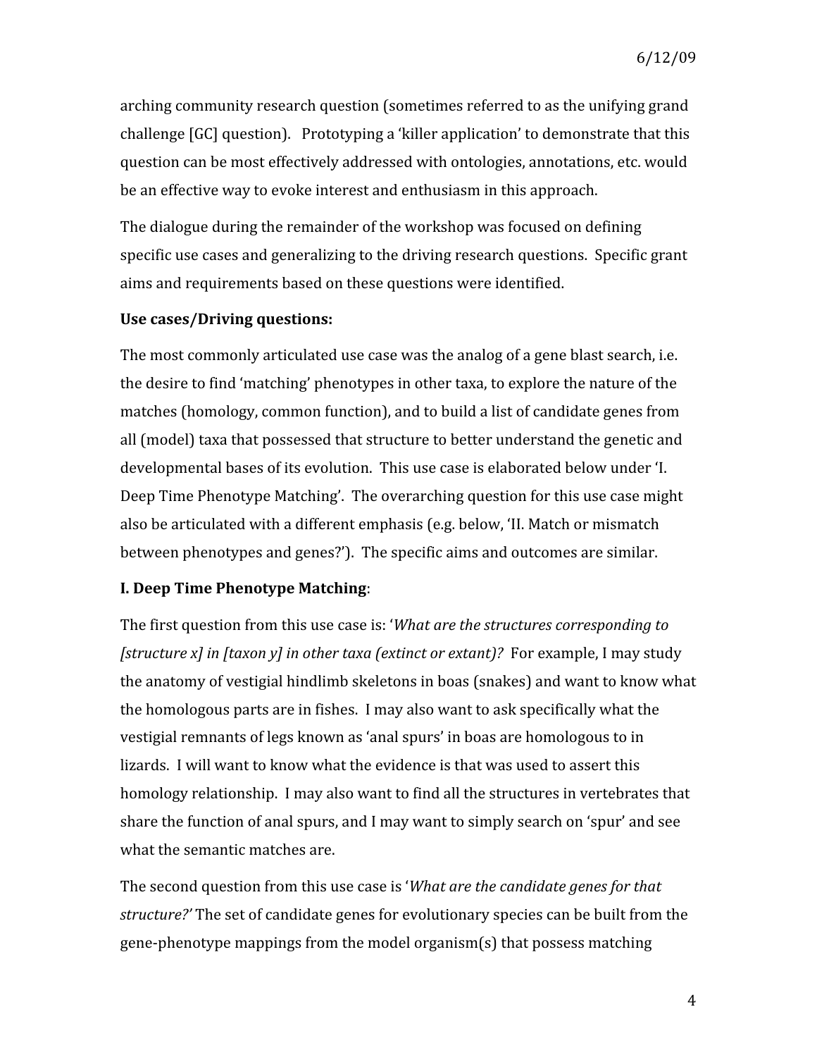arching community research question (sometimes referred to as the unifying grand challenge [GC] question). Prototyping a 'killer application' to demonstrate that this question can be most effectively addressed with ontologies, annotations, etc. would be an effective way to evoke interest and enthusiasm in this approach.

The dialogue during the remainder of the workshop was focused on defining specific use cases and generalizing to the driving research questions. Specific grant aims and requirements based on these questions were identified.

**Use cases/Driving questions:**

The most commonly articulated use case was the analog of a gene blast search, i.e. the desire to find 'matching' phenotypes in other taxa, to explore the nature of the matches (homology, common function), and to build a list of candidate genes from all (model) taxa that possessed that structure to better understand the genetic and developmental bases of its evolution. This use case is elaborated below under 'I. Deep Time Phenotype Matching'. The overarching question for this use case might also be articulated with a different emphasis (e.g. below, 'II. Match or mismatch between phenotypes and genes?'). The specific aims and outcomes are similar.

**I. Deep Time Phenotype Matching**:

The first question from this use case is: '*What are the structures corresponding to [structure x] in [taxon y] in other taxa (extinct or extant)?* For example, I may study the anatomy of vestigial hindlimb skeletons in boas (snakes) and want to know what the homologous parts are in fishes. I may also want to ask specifically what the vestigial remnants of legs known as 'anal spurs' in boas are homologous to in lizards. I will want to know what the evidence is that was used to assert this homology relationship. I may also want to find all the structures in vertebrates that share the function of anal spurs, and I may want to simply search on 'spur' and see what the semantic matches are.

The second question from this use case is '*What are the candidate genes for that structure?'* The set of candidate genes for evolutionary species can be built from the gene-phenotype mappings from the model organism(s) that possess matching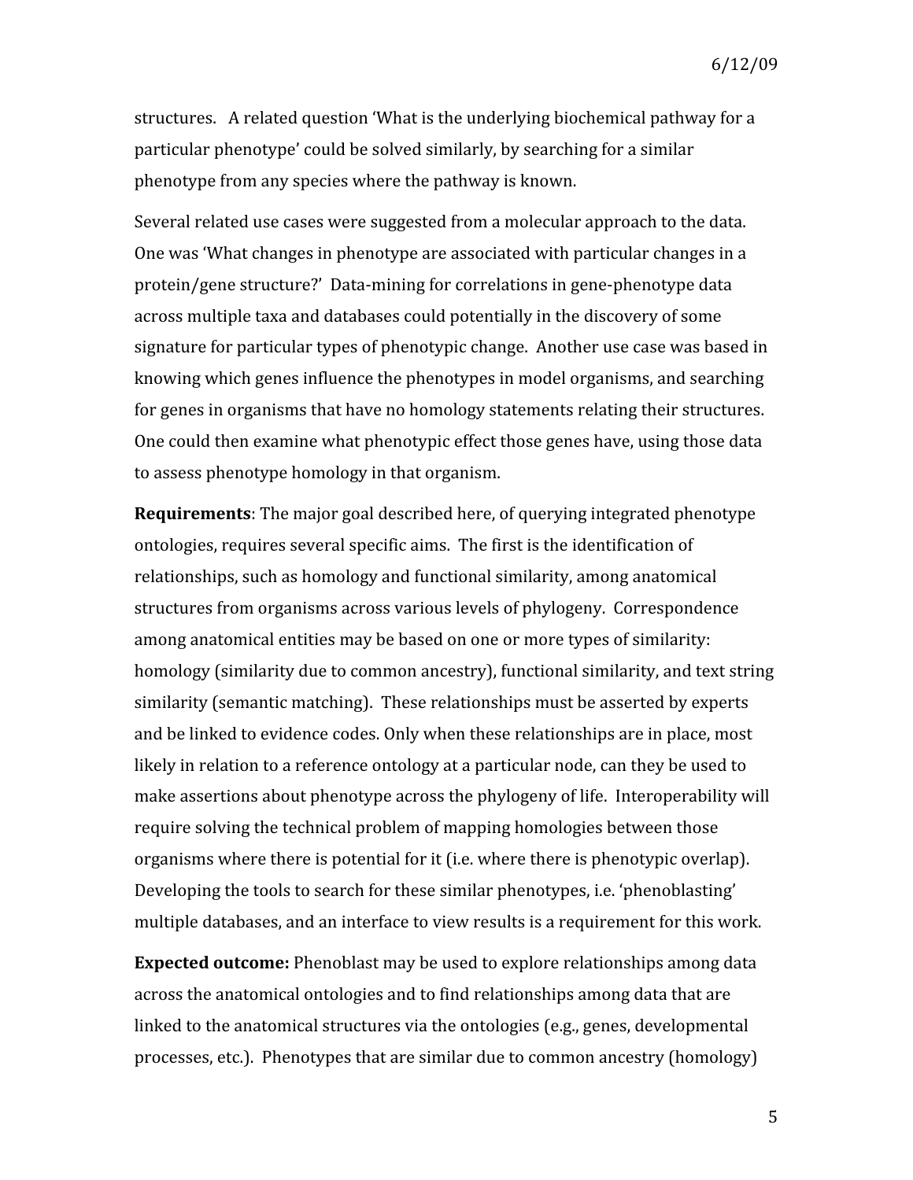structures. A related question 'What is the underlying biochemical pathway for a particular phenotype' could be solved similarly, by searching for a similar phenotype from any species where the pathway is known.

Several related use cases were suggested from a molecular approach to the data. One was 'What changes in phenotype are associated with particular changes in a protein/gene structure?' Data-mining for correlations in gene-phenotype data across multiple taxa and databases could potentially in the discovery of some signature for particular types of phenotypic change. Another use case was based in knowing which genes influence the phenotypes in model organisms, and searching for genes in organisms that have no homology statements relating their structures. One could then examine what phenotypic effect those genes have, using those data to assess phenotype homology in that organism.

**Requirements**: The major goal described here, of querying integrated phenotype ontologies, requires several specific aims. The first is the identification of relationships, such as homology and functional similarity, among anatomical structures from organisms across various levels of phylogeny. Correspondence among anatomical entities may be based on one or more types of similarity: homology (similarity due to common ancestry), functional similarity, and text string similarity (semantic matching). These relationships must be asserted by experts and be linked to evidence codes. Only when these relationships are in place, most likely in relation to a reference ontology at a particular node, can they be used to make assertions about phenotype across the phylogeny of life. Interoperability will require solving the technical problem of mapping homologies between those organisms where there is potential for it (i.e. where there is phenotypic overlap). Developing the tools to search for these similar phenotypes, i.e. 'phenoblasting' multiple databases, and an interface to view results is a requirement for this work.

**Expected outcome:** Phenoblast may be used to explore relationships among data across the anatomical ontologies and to find relationships among data that are linked to the anatomical structures via the ontologies (e.g., genes, developmental processes, etc.). Phenotypes that are similar due to common ancestry (homology)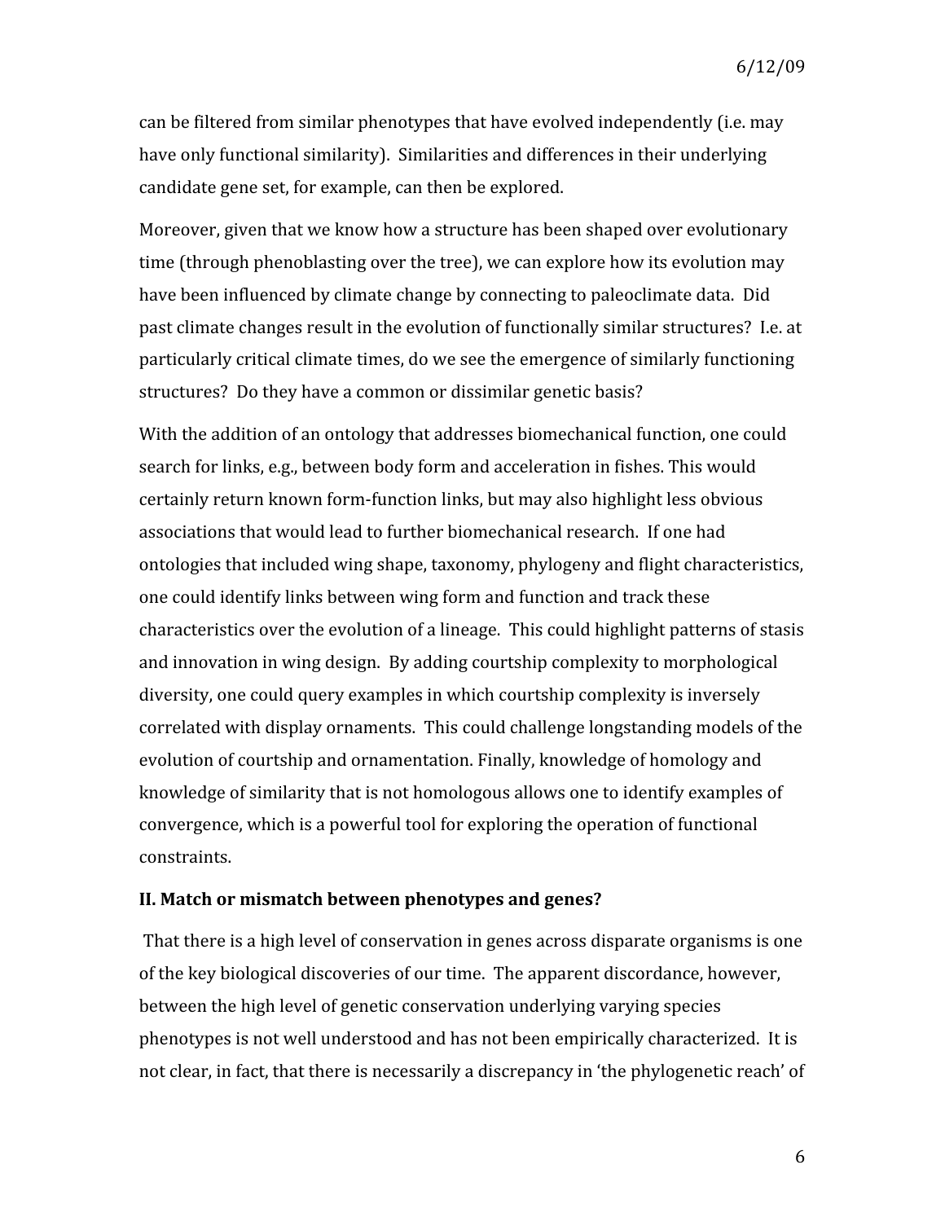can be filtered from similar phenotypes that have evolved independently (i.e. may have only functional similarity). Similarities and differences in their underlying candidate gene set, for example, can then be explored.

Moreover, given that we know how a structure has been shaped over evolutionary time (through phenoblasting over the tree), we can explore how its evolution may have been influenced by climate change by connecting to paleoclimate data. Did past climate changes result in the evolution of functionally similar structures? I.e. at particularly critical climate times, do we see the emergence of similarly functioning structures? Do they have a common or dissimilar genetic basis?

With the addition of an ontology that addresses biomechanical function, one could search for links, e.g., between body form and acceleration in fishes. This would certainly return known form-function links, but may also highlight less obvious associations that would lead to further biomechanical research. If one had ontologies that included wing shape, taxonomy, phylogeny and flight characteristics, one could identify links between wing form and function and track these characteristics over the evolution of a lineage. This could highlight patterns of stasis and innovation in wing design. By adding courtship complexity to morphological diversity, one could query examples in which courtship complexity is inversely correlated with display ornaments. This could challenge longstanding models of the evolution of courtship and ornamentation. Finally, knowledge of homology and knowledge of similarity that is not homologous allows one to identify examples of convergence, which is a powerful tool for exploring the operation of functional constraints.

**II. Match or mismatch between phenotypes and genes?**

That there is a high level of conservation in genes across disparate organisms is one of the key biological discoveries of our time. The apparent discordance, however, between the high level of genetic conservation underlying varying species phenotypes is not well understood and has not been empirically characterized. It is not clear, in fact, that there is necessarily a discrepancy in 'the phylogenetic reach' of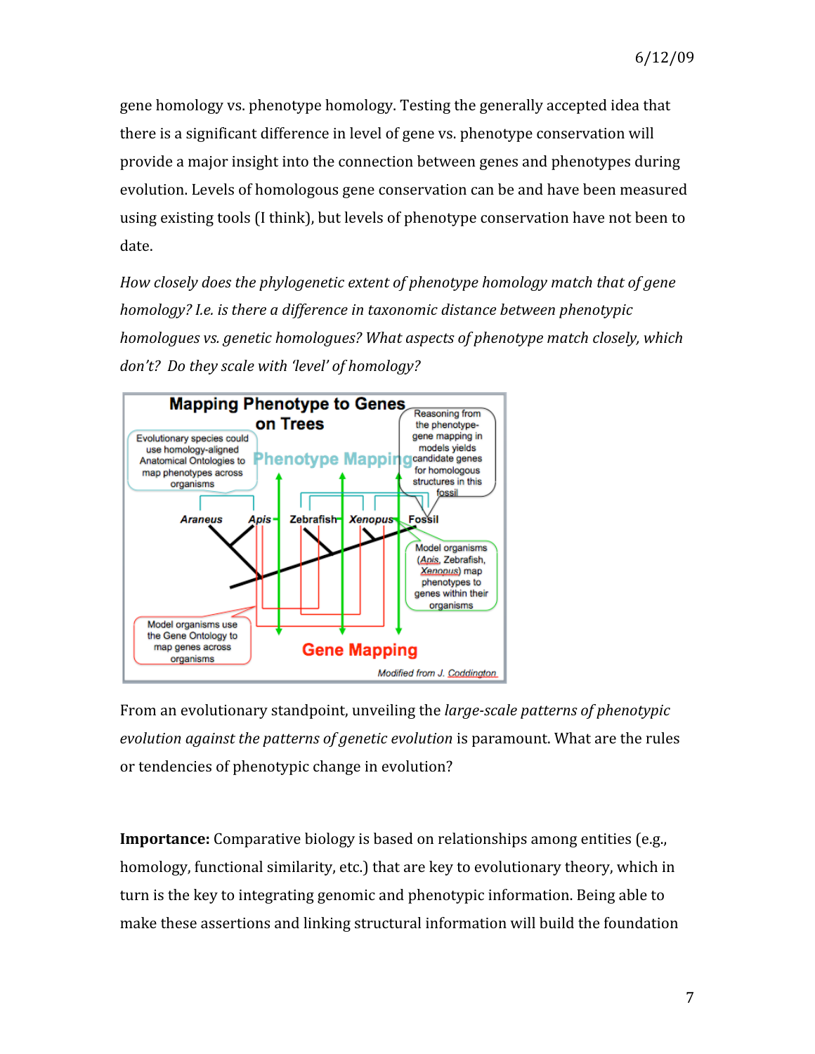gene homology vs. phenotype homology. Testing the generally accepted idea that there is a significant difference in level of gene vs. phenotype conservation will provide a major insight into the connection between genes and phenotypes during evolution. Levels of homologous gene conservation can be and have been measured using existing tools (I think), but levels of phenotype conservation have not been to date.

*How closely does the phylogenetic extent of phenotype homology match that of gene homology? I.e. is there a difference in taxonomic distance between phenotypic homologues vs. genetic homologues? What aspects of phenotype match closely, which don't? Do they scale with 'level' of homology?*

From an evolutionary standpoint, unveiling the *large-scale patterns of phenotypic evolution against the patterns of genetic evolution* is paramount. What are the rules or tendencies of phenotypic change in evolution?

**Importance:** Comparative biology is based on relationships among entities (e.g., homology, functional similarity, etc.) that are key to evolutionary theory, which in turn is the key to integrating genomic and phenotypic information. Being able to make these assertions and linking structural information will build the foundation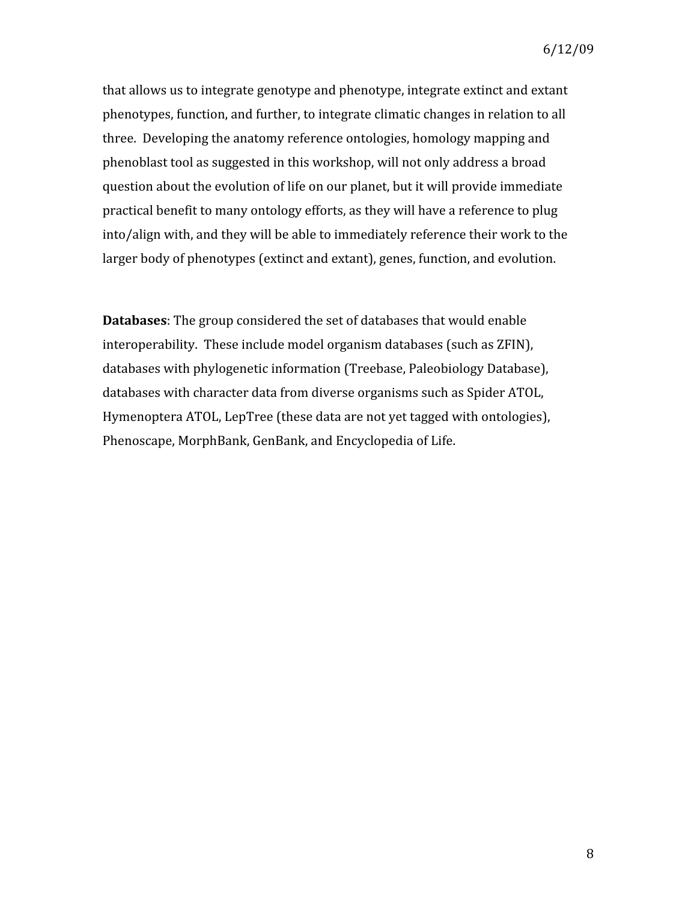that allows us to integrate genotype and phenotype, integrate extinct and extant phenotypes, function, and further, to integrate climatic changes in relation to all three. Developing the anatomy reference ontologies, homology mapping and phenoblast tool as suggested in this workshop, will not only address a broad question about the evolution of life on our planet, but it will provide immediate practical benefit to many ontology efforts, as they will have a reference to plug into/align with, and they will be able to immediately reference their work to the larger body of phenotypes (extinct and extant), genes, function, and evolution.

**Databases**: The group considered the set of databases that would enable interoperability. These include model organism databases (such as ZFIN), databases with phylogenetic information (Treebase, Paleobiology Database), databases with character data from diverse organisms such as Spider ATOL, Hymenoptera ATOL, LepTree (these data are not yet tagged with ontologies), Phenoscape, MorphBank, GenBank, and Encyclopedia of Life.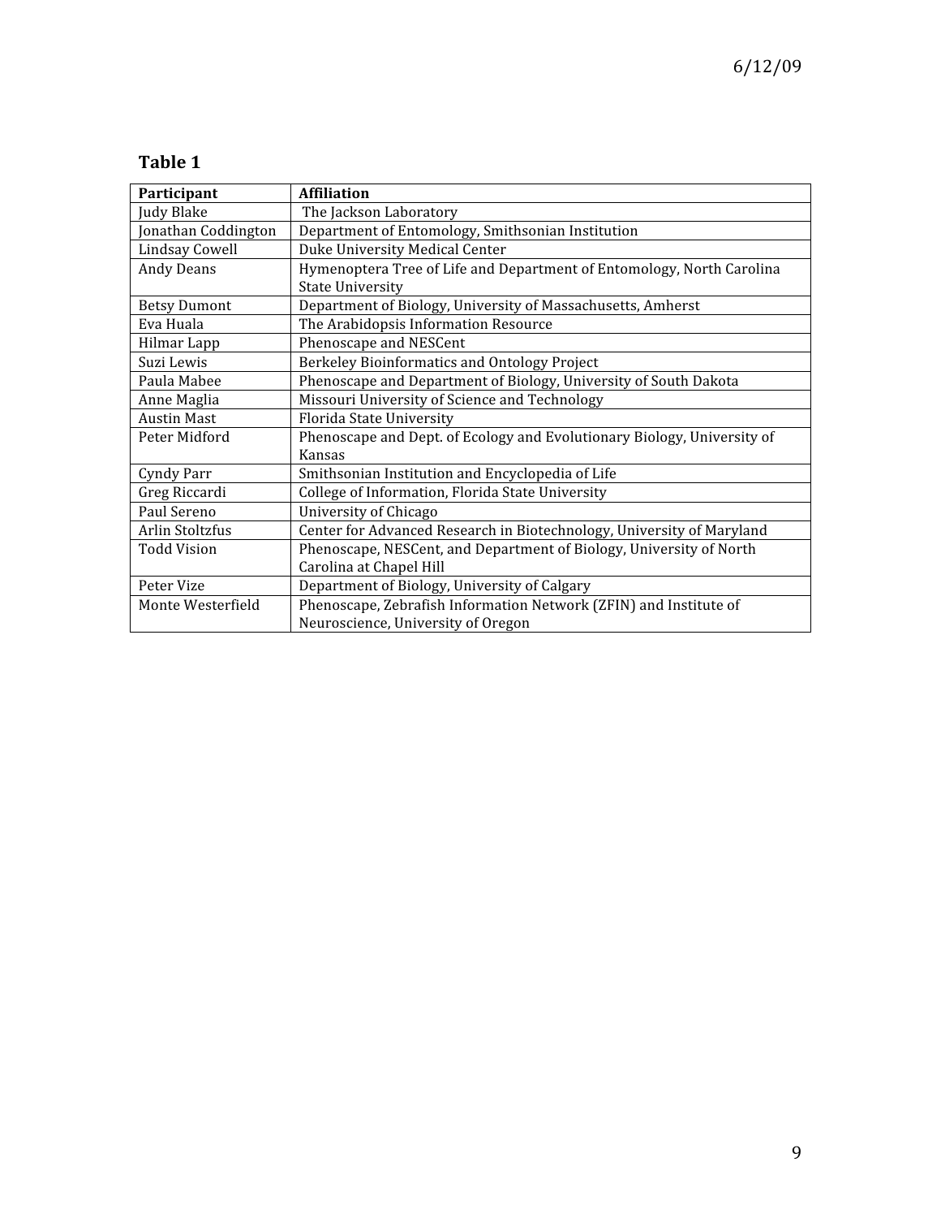**Table 1**

| Participant | Affiliation |
|---|---|
| Judy Blake | The Jackson Laboratory |
| Jonathan Coddington | Department of Entomology, Smithsonian Institution |
| Lindsay Cowell | Duke University Medical Center |
| Andy Deans | Hymenoptera Tree of Life and Department of Entomology, North Carolina State University |
| Betsy Dumont | Department of Biology, University of Massachusetts, Amherst |
| Eva Huala | The Arabidopsis Information Resource |
| Hilmar Lapp | Phenoscape and NESCent |
| Suzi Lewis | Berkeley Bioinformatics and Ontology Project |
| Paula Mabee | Phenoscape and Department of Biology, University of South Dakota |
| Anne Maglia | Missouri University of Science and Technology |
| Austin Mast | Florida State University |
| Peter Midford | Phenoscape and Dept. of Ecology and Evolutionary Biology, University of Kansas |
| Cyndy Parr | Smithsonian Institution and Encyclopedia of Life |
| Greg Riccardi | College of Information, Florida State University |
| Paul Sereno | University of Chicago |
| Arlin Stoltzfus | Center for Advanced Research in Biotechnology, University of Maryland |
| Todd Vision | Phenoscape, NESCent, and Department of Biology, University of North Carolina at Chapel Hill |
| Peter Vize | Department of Biology, University of Calgary |
| Monte Westerfield | Phenoscape, Zebrafish Information Network (ZFIN) and Institute of Neuroscience, University of Oregon |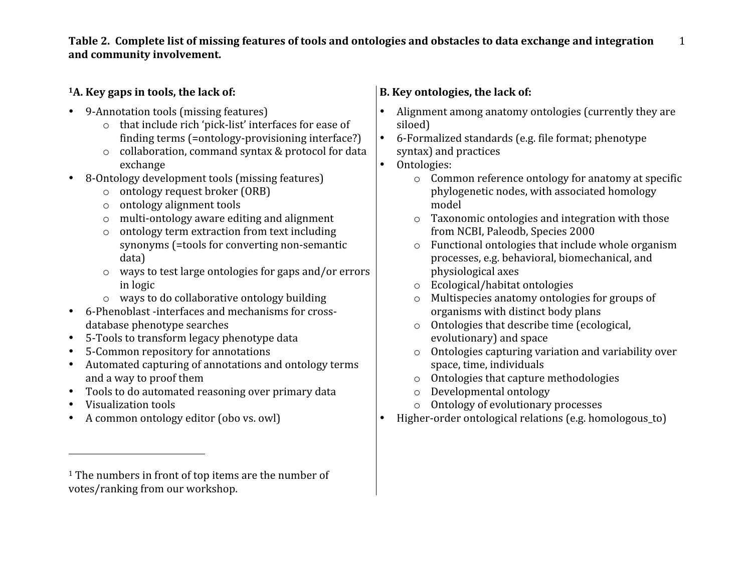**Table 2. Complete list of missing features of tools and ontologies and obstacles to data exchange and integration and community involvement.**

**[1]A. Key gaps in tools, the lack of:**

- 9-Annotation tools (missing features)
  - that include rich 'pick-list' interfaces for ease of finding terms (=ontology-provisioning interface?)
  - collaboration, command syntax & protocol for data exchange
- 8-Ontology development tools (missing features)
  - ontology request broker (ORB)
  - ontology alignment tools
  - multi-ontology aware editing and alignment
  - ontology term extraction from text including synonyms (=tools for converting non-semantic data)
  - ways to test large ontologies for gaps and/or errors in logic
  - ways to do collaborative ontology building
- 6-Phenoblast -interfaces and mechanisms for cross-database phenotype searches
- 5-Tools to transform legacy phenotype data
- 5-Common repository for annotations
- Automated capturing of annotations and ontology terms and a way to proof them
- Tools to do automated reasoning over primary data
- Visualization tools
- A common ontology editor (obo vs. owl)

**B. Key ontologies, the lack of:**

- Alignment among anatomy ontologies (currently they are siloed)
- 6-Formalized standards (e.g. file format; phenotype syntax) and practices
- Ontologies:
  - Common reference ontology for anatomy at specific phylogenetic nodes, with associated homology model
  - Taxonomic ontologies and integration with those from NCBI, Paleodb, Species 2000
  - Functional ontologies that include whole organism processes, e.g. behavioral, biomechanical, and physiological axes
  - Ecological/habitat ontologies
  - Multispecies anatomy ontologies for groups of organisms with distinct body plans
  - Ontologies that describe time (ecological, evolutionary) and space
  - Ontologies capturing variation and variability over space, time, individuals
  - Ontologies that capture methodologies
  - Developmental ontology
  - Ontology of evolutionary processes
- Higher-order ontological relations (e.g. homologous_to)

[1] The numbers in front of top items are the number of votes/ranking from our workshop.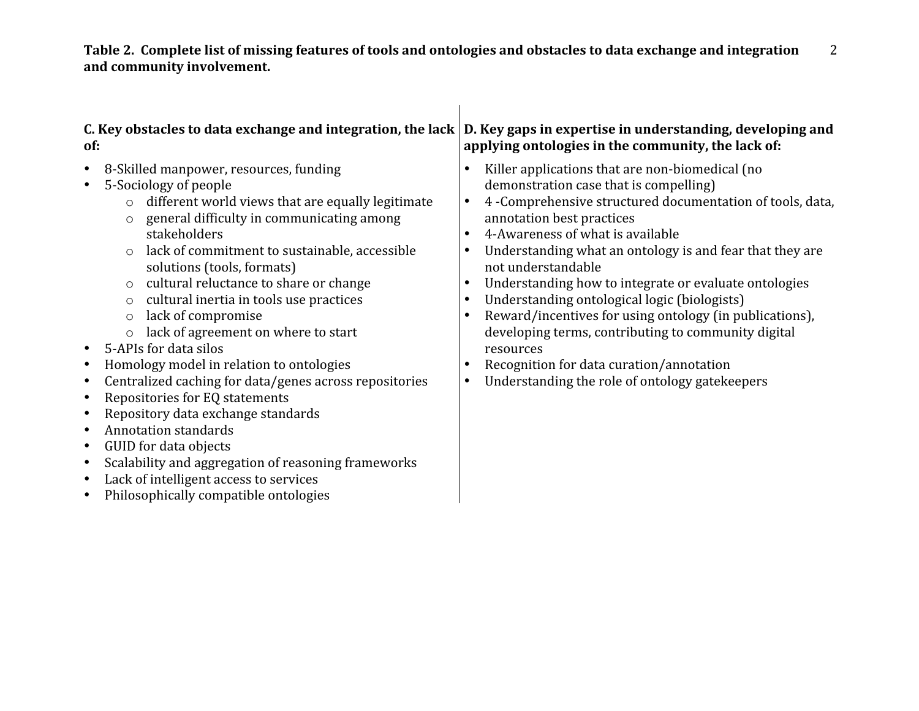**Table 2. Complete list of missing features of tools and ontologies and obstacles to data exchange and integration and community involvement.**

**C. Key obstacles to data exchange and integration, the lack of:**

- 8-Skilled manpower, resources, funding
- 5-Sociology of people
  - different world views that are equally legitimate
  - general difficulty in communicating among stakeholders
  - lack of commitment to sustainable, accessible solutions (tools, formats)
  - cultural reluctance to share or change
  - cultural inertia in tools use practices
  - lack of compromise
  - lack of agreement on where to start
- 5-APIs for data silos
- Homology model in relation to ontologies
- Centralized caching for data/genes across repositories
- Repositories for EQ statements
- Repository data exchange standards
- Annotation standards
- GUID for data objects
- Scalability and aggregation of reasoning frameworks
- Lack of intelligent access to services
- Philosophically compatible ontologies

**D. Key gaps in expertise in understanding, developing and applying ontologies in the community, the lack of:**

- Killer applications that are non-biomedical (no demonstration case that is compelling)
- 4 -Comprehensive structured documentation of tools, data, annotation best practices
- 4-Awareness of what is available
- Understanding what an ontology is and fear that they are not understandable
- Understanding how to integrate or evaluate ontologies
- Understanding ontological logic (biologists)
- Reward/incentives for using ontology (in publications), developing terms, contributing to community digital resources
- Recognition for data curation/annotation
- Understanding the role of ontology gatekeepers